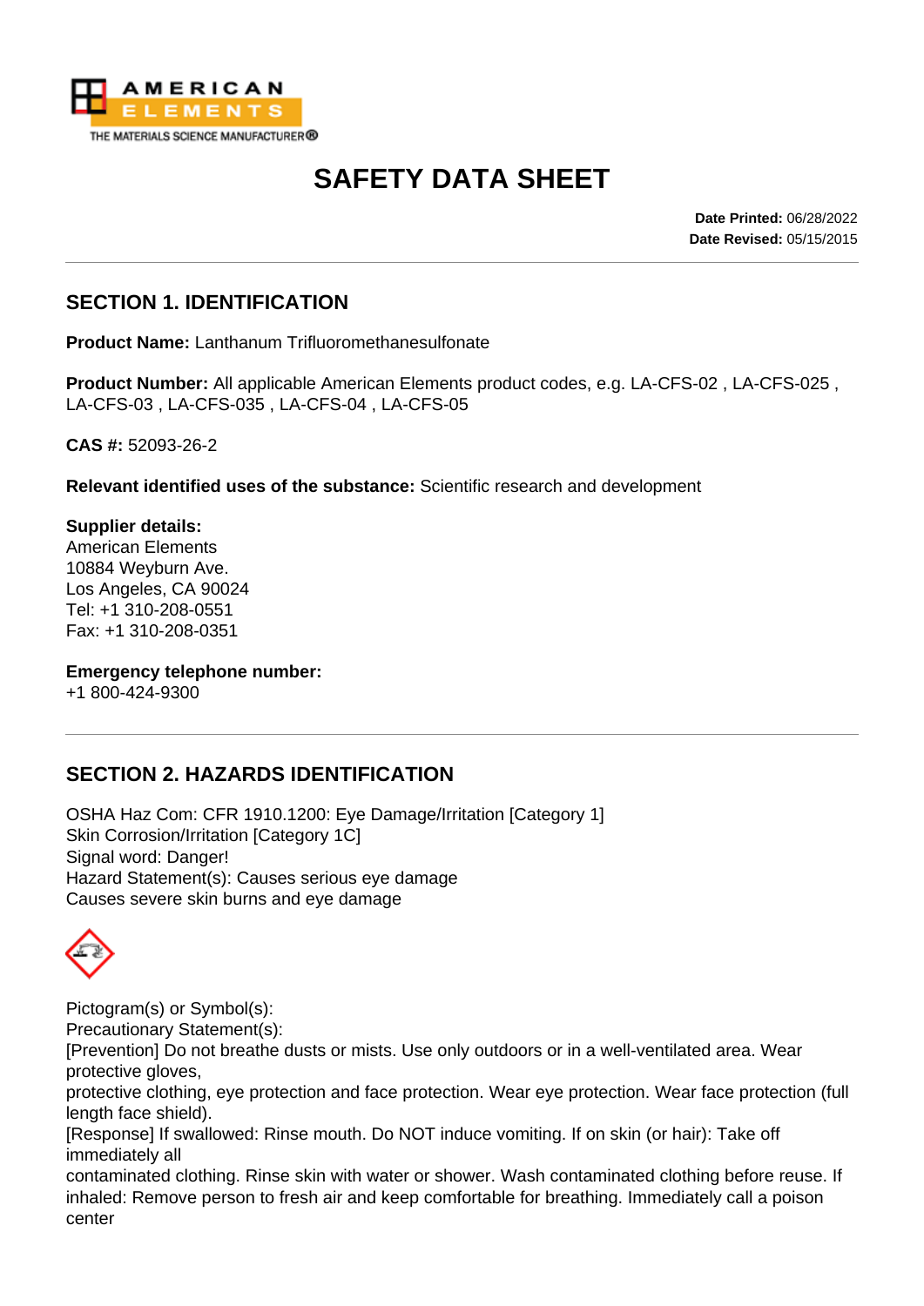AMERICAN ELEMENTS

THE MATERIALS SCIENCE MANUFACTURER®

# SAFETY DATA SHEET

**Date Printed:** 06/28/2022
**Date Revised:** 05/15/2015

## SECTION 1. IDENTIFICATION

**Product Name:** Lanthanum Trifluoromethanesulfonate

**Product Number:** All applicable American Elements product codes, e.g. LA-CFS-02 , LA-CFS-025 , LA-CFS-03 , LA-CFS-035 , LA-CFS-04 , LA-CFS-05

**CAS #:** 52093-26-2

**Relevant identified uses of the substance:** Scientific research and development

**Supplier details:**
American Elements
10884 Weyburn Ave.
Los Angeles, CA 90024
Tel: +1 310-208-0551
Fax: +1 310-208-0351

**Emergency telephone number:**
+1 800-424-9300

## SECTION 2. HAZARDS IDENTIFICATION

OSHA Haz Com: CFR 1910.1200: Eye Damage/Irritation [Category 1]
Skin Corrosion/Irritation [Category 1C]
Signal word: Danger!
Hazard Statement(s): Causes serious eye damage
Causes severe skin burns and eye damage

Pictogram(s) or Symbol(s):
Precautionary Statement(s):
[Prevention] Do not breathe dusts or mists. Use only outdoors or in a well-ventilated area. Wear protective gloves,
protective clothing, eye protection and face protection. Wear eye protection. Wear face protection (full length face shield).
[Response] If swallowed: Rinse mouth. Do NOT induce vomiting. If on skin (or hair): Take off immediately all
contaminated clothing. Rinse skin with water or shower. Wash contaminated clothing before reuse. If inhaled: Remove person to fresh air and keep comfortable for breathing. Immediately call a poison center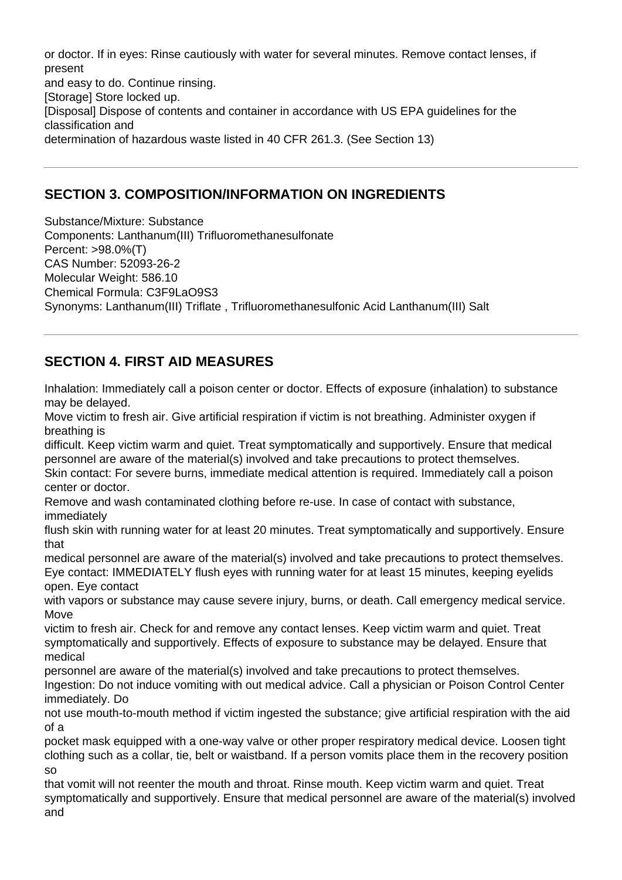or doctor. If in eyes: Rinse cautiously with water for several minutes. Remove contact lenses, if present and easy to do. Continue rinsing.
[Storage] Store locked up.
[Disposal] Dispose of contents and container in accordance with US EPA guidelines for the classification and determination of hazardous waste listed in 40 CFR 261.3. (See Section 13)

---

## SECTION 3. COMPOSITION/INFORMATION ON INGREDIENTS

Substance/Mixture: Substance
Components: Lanthanum(III) Trifluoromethanesulfonate
Percent: >98.0%(T)
CAS Number: 52093-26-2
Molecular Weight: 586.10
Chemical Formula: $C_3F_9LaO_9S_3$
Synonyms: Lanthanum(III) Triflate , Trifluoromethanesulfonic Acid Lanthanum(III) Salt

---

## SECTION 4. FIRST AID MEASURES

Inhalation: Immediately call a poison center or doctor. Effects of exposure (inhalation) to substance may be delayed.
Move victim to fresh air. Give artificial respiration if victim is not breathing. Administer oxygen if breathing is difficult. Keep victim warm and quiet. Treat symptomatically and supportively. Ensure that medical personnel are aware of the material(s) involved and take precautions to protect themselves.
Skin contact: For severe burns, immediate medical attention is required. Immediately call a poison center or doctor.
Remove and wash contaminated clothing before re-use. In case of contact with substance, immediately flush skin with running water for at least 20 minutes. Treat symptomatically and supportively. Ensure that medical personnel are aware of the material(s) involved and take precautions to protect themselves.
Eye contact: IMMEDIATELY flush eyes with running water for at least 15 minutes, keeping eyelids open. Eye contact with vapors or substance may cause severe injury, burns, or death. Call emergency medical service. Move victim to fresh air. Check for and remove any contact lenses. Keep victim warm and quiet. Treat symptomatically and supportively. Effects of exposure to substance may be delayed. Ensure that medical personnel are aware of the material(s) involved and take precautions to protect themselves.
Ingestion: Do not induce vomiting with out medical advice. Call a physician or Poison Control Center immediately. Do not use mouth-to-mouth method if victim ingested the substance; give artificial respiration with the aid of a pocket mask equipped with a one-way valve or other proper respiratory medical device. Loosen tight clothing such as a collar, tie, belt or waistband. If a person vomits place them in the recovery position so that vomit will not reenter the mouth and throat. Rinse mouth. Keep victim warm and quiet. Treat symptomatically and supportively. Ensure that medical personnel are aware of the material(s) involved and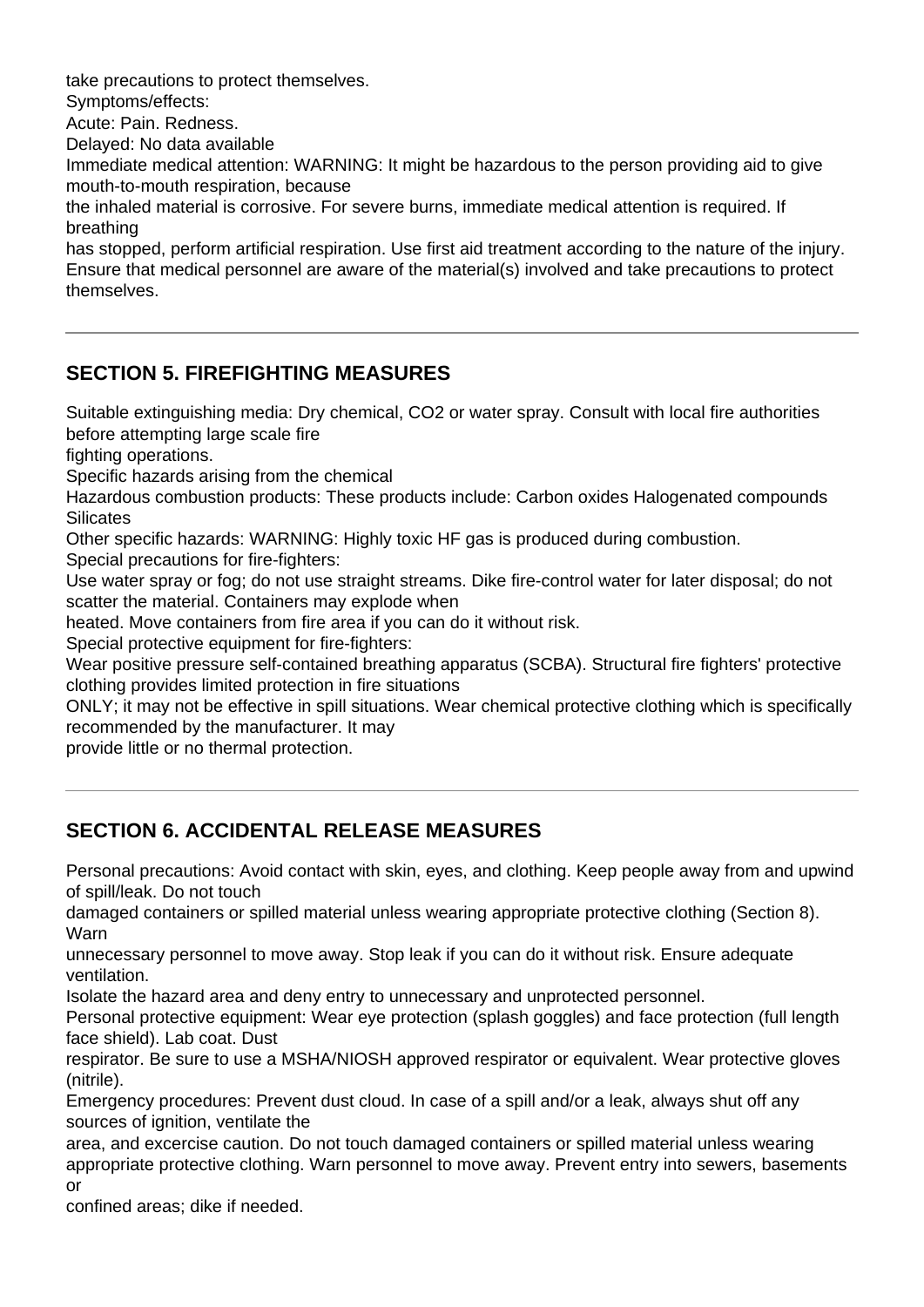take precautions to protect themselves.
Symptoms/effects:
Acute: Pain. Redness.
Delayed: No data available
Immediate medical attention: WARNING: It might be hazardous to the person providing aid to give mouth-to-mouth respiration, because
the inhaled material is corrosive. For severe burns, immediate medical attention is required. If breathing
has stopped, perform artificial respiration. Use first aid treatment according to the nature of the injury. Ensure that medical personnel are aware of the material(s) involved and take precautions to protect themselves.

---

## SECTION 5. FIREFIGHTING MEASURES

Suitable extinguishing media: Dry chemical, $CO_2$ or water spray. Consult with local fire authorities before attempting large scale fire
fighting operations.
Specific hazards arising from the chemical
Hazardous combustion products: These products include: Carbon oxides Halogenated compounds Silicates
Other specific hazards: WARNING: Highly toxic HF gas is produced during combustion.
Special precautions for fire-fighters:
Use water spray or fog; do not use straight streams. Dike fire-control water for later disposal; do not scatter the material. Containers may explode when
heated. Move containers from fire area if you can do it without risk.
Special protective equipment for fire-fighters:
Wear positive pressure self-contained breathing apparatus (SCBA). Structural fire fighters' protective clothing provides limited protection in fire situations
ONLY; it may not be effective in spill situations. Wear chemical protective clothing which is specifically recommended by the manufacturer. It may
provide little or no thermal protection.

---

## SECTION 6. ACCIDENTAL RELEASE MEASURES

Personal precautions: Avoid contact with skin, eyes, and clothing. Keep people away from and upwind of spill/leak. Do not touch
damaged containers or spilled material unless wearing appropriate protective clothing (Section 8). Warn
unnecessary personnel to move away. Stop leak if you can do it without risk. Ensure adequate ventilation.
Isolate the hazard area and deny entry to unnecessary and unprotected personnel.
Personal protective equipment: Wear eye protection (splash goggles) and face protection (full length face shield). Lab coat. Dust
respirator. Be sure to use a MSHA/NIOSH approved respirator or equivalent. Wear protective gloves (nitrile).
Emergency procedures: Prevent dust cloud. In case of a spill and/or a leak, always shut off any sources of ignition, ventilate the
area, and excercise caution. Do not touch damaged containers or spilled material unless wearing appropriate protective clothing. Warn personnel to move away. Prevent entry into sewers, basements or
confined areas; dike if needed.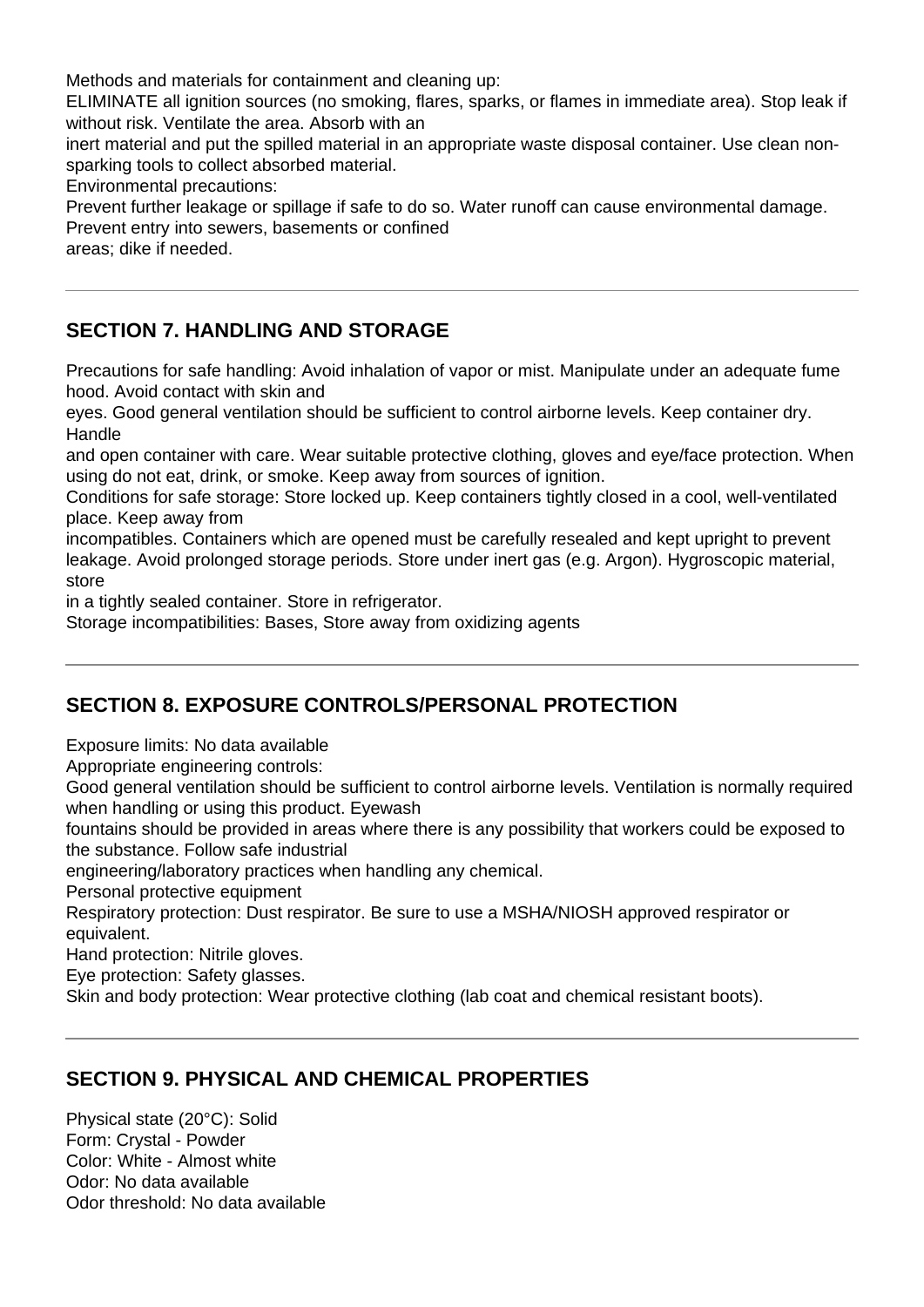Methods and materials for containment and cleaning up:
ELIMINATE all ignition sources (no smoking, flares, sparks, or flames in immediate area). Stop leak if without risk. Ventilate the area. Absorb with an inert material and put the spilled material in an appropriate waste disposal container. Use clean non-sparking tools to collect absorbed material.
Environmental precautions:
Prevent further leakage or spillage if safe to do so. Water runoff can cause environmental damage. Prevent entry into sewers, basements or confined areas; dike if needed.

---

## SECTION 7. HANDLING AND STORAGE

Precautions for safe handling: Avoid inhalation of vapor or mist. Manipulate under an adequate fume hood. Avoid contact with skin and eyes. Good general ventilation should be sufficient to control airborne levels. Keep container dry. Handle and open container with care. Wear suitable protective clothing, gloves and eye/face protection. When using do not eat, drink, or smoke. Keep away from sources of ignition.
Conditions for safe storage: Store locked up. Keep containers tightly closed in a cool, well-ventilated place. Keep away from incompatibles. Containers which are opened must be carefully resealed and kept upright to prevent leakage. Avoid prolonged storage periods. Store under inert gas (e.g. Argon). Hygroscopic material, store in a tightly sealed container. Store in refrigerator.
Storage incompatibilities: Bases, Store away from oxidizing agents

---

## SECTION 8. EXPOSURE CONTROLS/PERSONAL PROTECTION

Exposure limits: No data available
Appropriate engineering controls:
Good general ventilation should be sufficient to control airborne levels. Ventilation is normally required when handling or using this product. Eyewash fountains should be provided in areas where there is any possibility that workers could be exposed to the substance. Follow safe industrial engineering/laboratory practices when handling any chemical.
Personal protective equipment
Respiratory protection: Dust respirator. Be sure to use a MSHA/NIOSH approved respirator or equivalent.
Hand protection: Nitrile gloves.
Eye protection: Safety glasses.
Skin and body protection: Wear protective clothing (lab coat and chemical resistant boots).

---

## SECTION 9. PHYSICAL AND CHEMICAL PROPERTIES

Physical state (20°C): Solid
Form: Crystal - Powder
Color: White - Almost white
Odor: No data available
Odor threshold: No data available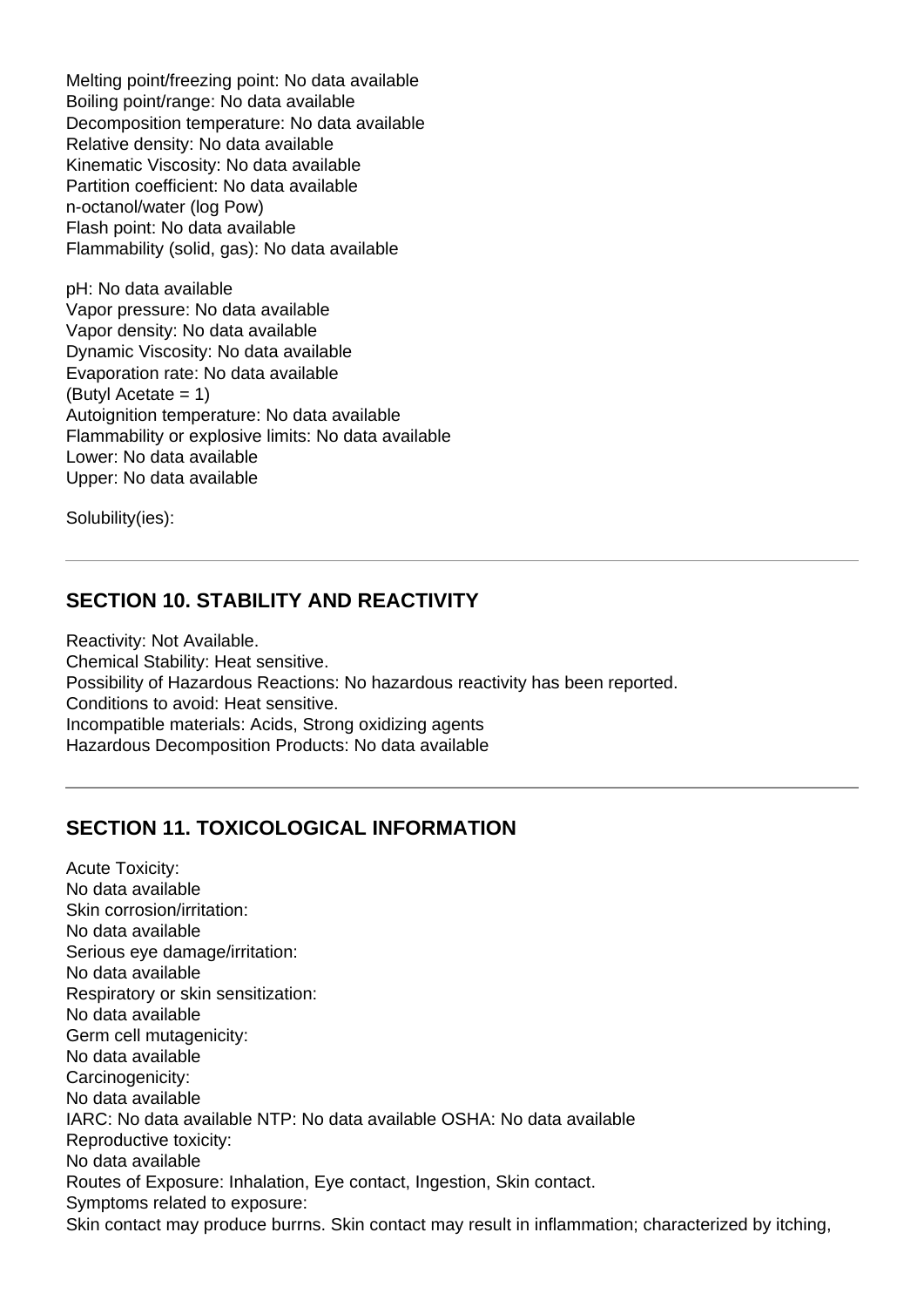Melting point/freezing point: No data available
Boiling point/range: No data available
Decomposition temperature: No data available
Relative density: No data available
Kinematic Viscosity: No data available
Partition coefficient: No data available
n-octanol/water (log Pow)
Flash point: No data available
Flammability (solid, gas): No data available

pH: No data available
Vapor pressure: No data available
Vapor density: No data available
Dynamic Viscosity: No data available
Evaporation rate: No data available
(Butyl Acetate = 1)
Autoignition temperature: No data available
Flammability or explosive limits: No data available
Lower: No data available
Upper: No data available

Solubility(ies):

---

## SECTION 10. STABILITY AND REACTIVITY

Reactivity: Not Available.
Chemical Stability: Heat sensitive.
Possibility of Hazardous Reactions: No hazardous reactivity has been reported.
Conditions to avoid: Heat sensitive.
Incompatible materials: Acids, Strong oxidizing agents
Hazardous Decomposition Products: No data available

---

## SECTION 11. TOXICOLOGICAL INFORMATION

Acute Toxicity:
No data available
Skin corrosion/irritation:
No data available
Serious eye damage/irritation:
No data available
Respiratory or skin sensitization:
No data available
Germ cell mutagenicity:
No data available
Carcinogenicity:
No data available
IARC: No data available NTP: No data available OSHA: No data available
Reproductive toxicity:
No data available
Routes of Exposure: Inhalation, Eye contact, Ingestion, Skin contact.
Symptoms related to exposure:
Skin contact may produce burrns. Skin contact may result in inflammation; characterized by itching,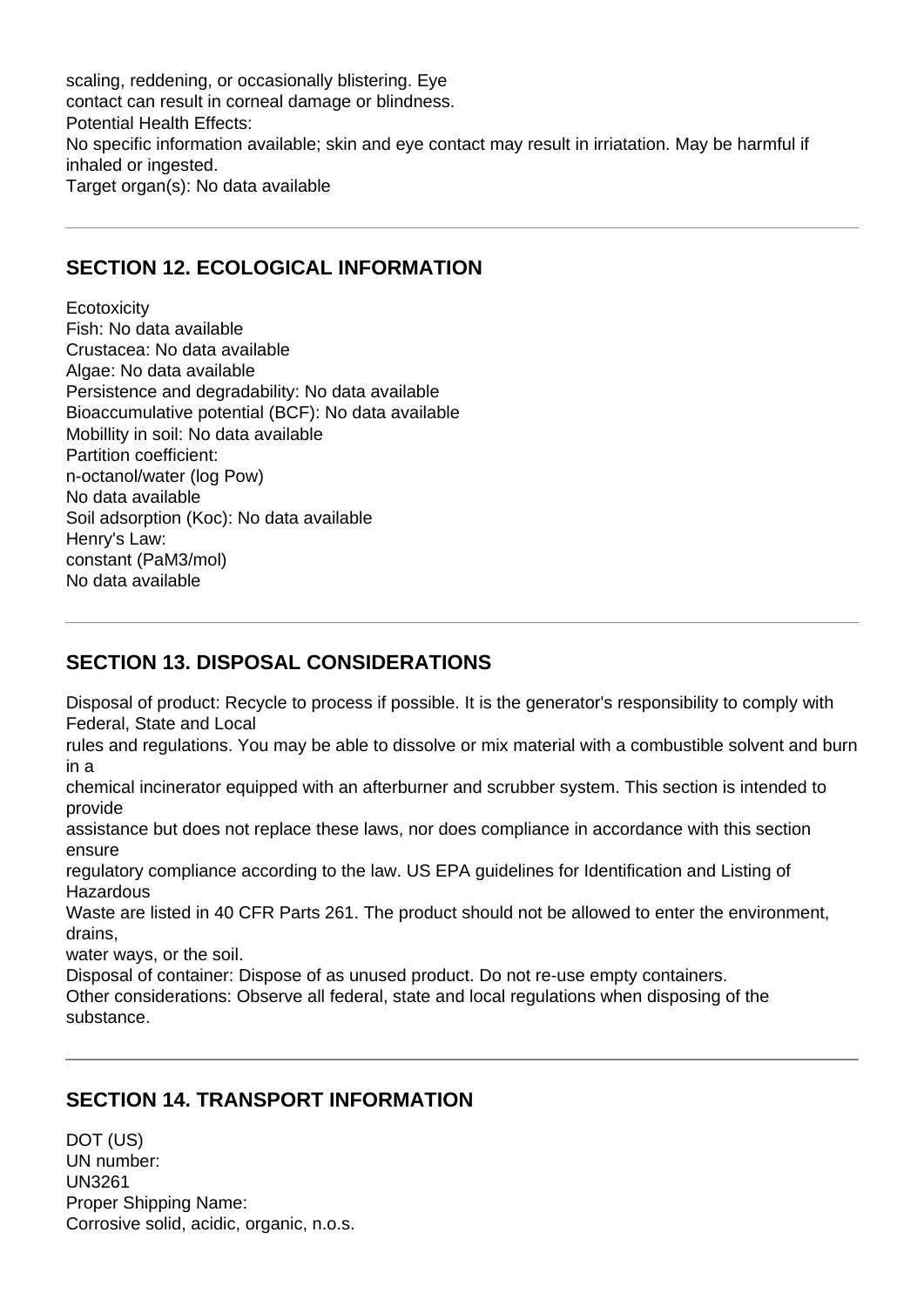scaling, reddening, or occasionally blistering. Eye
contact can result in corneal damage or blindness.
Potential Health Effects:
No specific information available; skin and eye contact may result in irriatation. May be harmful if inhaled or ingested.
Target organ(s): No data available

## SECTION 12. ECOLOGICAL INFORMATION

Ecotoxicity
Fish: No data available
Crustacea: No data available
Algae: No data available
Persistence and degradability: No data available
Bioaccumulative potential (BCF): No data available
Mobillity in soil: No data available
Partition coefficient:
n-octanol/water (log Pow)
No data available
Soil adsorption (Koc): No data available
Henry's Law:
constant (PaM3/mol)
No data available

## SECTION 13. DISPOSAL CONSIDERATIONS

Disposal of product: Recycle to process if possible. It is the generator's responsibility to comply with Federal, State and Local
rules and regulations. You may be able to dissolve or mix material with a combustible solvent and burn in a
chemical incinerator equipped with an afterburner and scrubber system. This section is intended to provide
assistance but does not replace these laws, nor does compliance in accordance with this section ensure
regulatory compliance according to the law. US EPA guidelines for Identification and Listing of Hazardous
Waste are listed in 40 CFR Parts 261. The product should not be allowed to enter the environment, drains,
water ways, or the soil.
Disposal of container: Dispose of as unused product. Do not re-use empty containers.
Other considerations: Observe all federal, state and local regulations when disposing of the substance.

## SECTION 14. TRANSPORT INFORMATION

DOT (US)
UN number:
UN3261
Proper Shipping Name:
Corrosive solid, acidic, organic, n.o.s.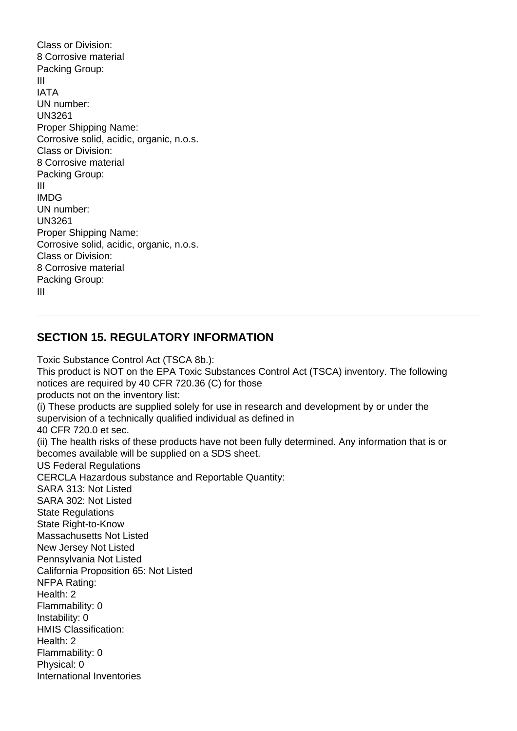Class or Division:
8 Corrosive material
Packing Group:
III
IATA
UN number:
UN3261
Proper Shipping Name:
Corrosive solid, acidic, organic, n.o.s.
Class or Division:
8 Corrosive material
Packing Group:
III
IMDG
UN number:
UN3261
Proper Shipping Name:
Corrosive solid, acidic, organic, n.o.s.
Class or Division:
8 Corrosive material
Packing Group:
III

---

## SECTION 15. REGULATORY INFORMATION

Toxic Substance Control Act (TSCA 8b.):
This product is NOT on the EPA Toxic Substances Control Act (TSCA) inventory. The following notices are required by 40 CFR 720.36 (C) for those
products not on the inventory list:
(i) These products are supplied solely for use in research and development by or under the supervision of a technically qualified individual as defined in
40 CFR 720.0 et sec.
(ii) The health risks of these products have not been fully determined. Any information that is or becomes available will be supplied on a SDS sheet.
US Federal Regulations
CERCLA Hazardous substance and Reportable Quantity:
SARA 313: Not Listed
SARA 302: Not Listed
State Regulations
State Right-to-Know
Massachusetts Not Listed
New Jersey Not Listed
Pennsylvania Not Listed
California Proposition 65: Not Listed
NFPA Rating:
Health: 2
Flammability: 0
Instability: 0
HMIS Classification:
Health: 2
Flammability: 0
Physical: 0
International Inventories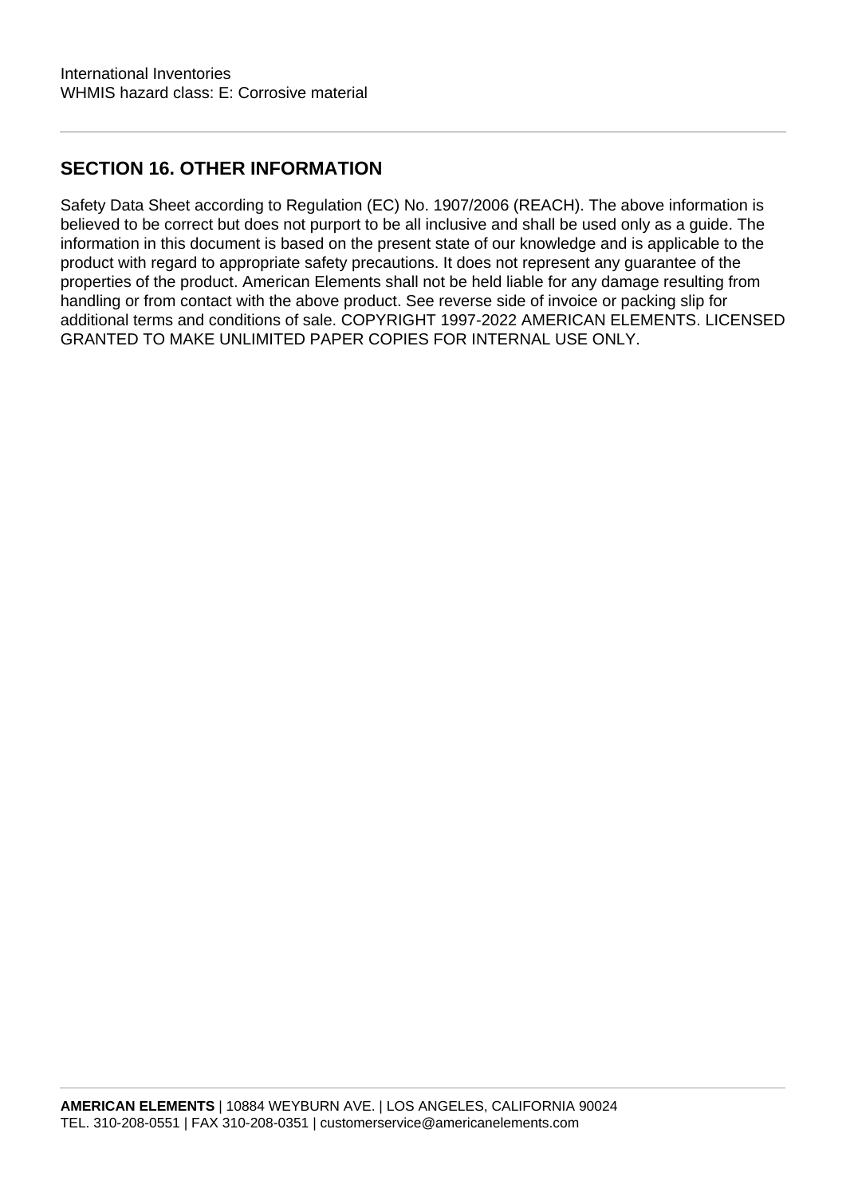International Inventories
WHMIS hazard class: E: Corrosive material

---

## SECTION 16. OTHER INFORMATION

Safety Data Sheet according to Regulation (EC) No. 1907/2006 (REACH). The above information is believed to be correct but does not purport to be all inclusive and shall be used only as a guide. The information in this document is based on the present state of our knowledge and is applicable to the product with regard to appropriate safety precautions. It does not represent any guarantee of the properties of the product. American Elements shall not be held liable for any damage resulting from handling or from contact with the above product. See reverse side of invoice or packing slip for additional terms and conditions of sale. COPYRIGHT 1997-2022 AMERICAN ELEMENTS. LICENSED GRANTED TO MAKE UNLIMITED PAPER COPIES FOR INTERNAL USE ONLY.